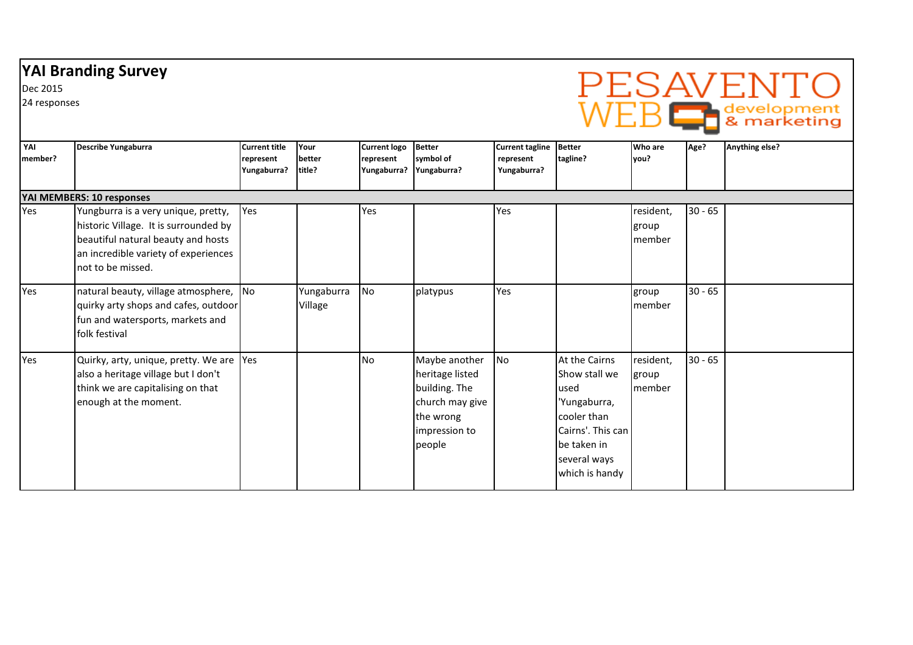# YAI Branding Survey

Dec 2015

24 responses

PESAVENTO WEB development & marketing

| YAI member? | Describe Yungaburra | Current title represent Yungaburra? | Your better title? | Current logo represent Yungaburra? | Better symbol of Yungaburra? | Current tagline represent Yungaburra? | Better tagline? | Who are you? | Age? | Anything else? |
|---|---|---|---|---|---|---|---|---|---|---|
| **YAI MEMBERS: 10 responses** | | | | | | | | | | |
| Yes | Yungburra is a very unique, pretty, historic Village. It is surrounded by beautiful natural beauty and hosts an incredible variety of experiences not to be missed. | Yes | | Yes | | Yes | | resident, group member | 30 - 65 | |
| Yes | natural beauty, village atmosphere, quirky arty shops and cafes, outdoor fun and watersports, markets and folk festival | No | Yungaburra Village | No | platypus | Yes | | group member | 30 - 65 | |
| Yes | Quirky, arty, unique, pretty. We are also a heritage village but I don't think we are capitalising on that enough at the moment. | Yes | | No | Maybe another heritage listed building. The church may give the wrong impression to people | No | At the Cairns Show stall we used 'Yungaburra, cooler than Cairns'. This can be taken in several ways which is handy | resident, group member | 30 - 65 | |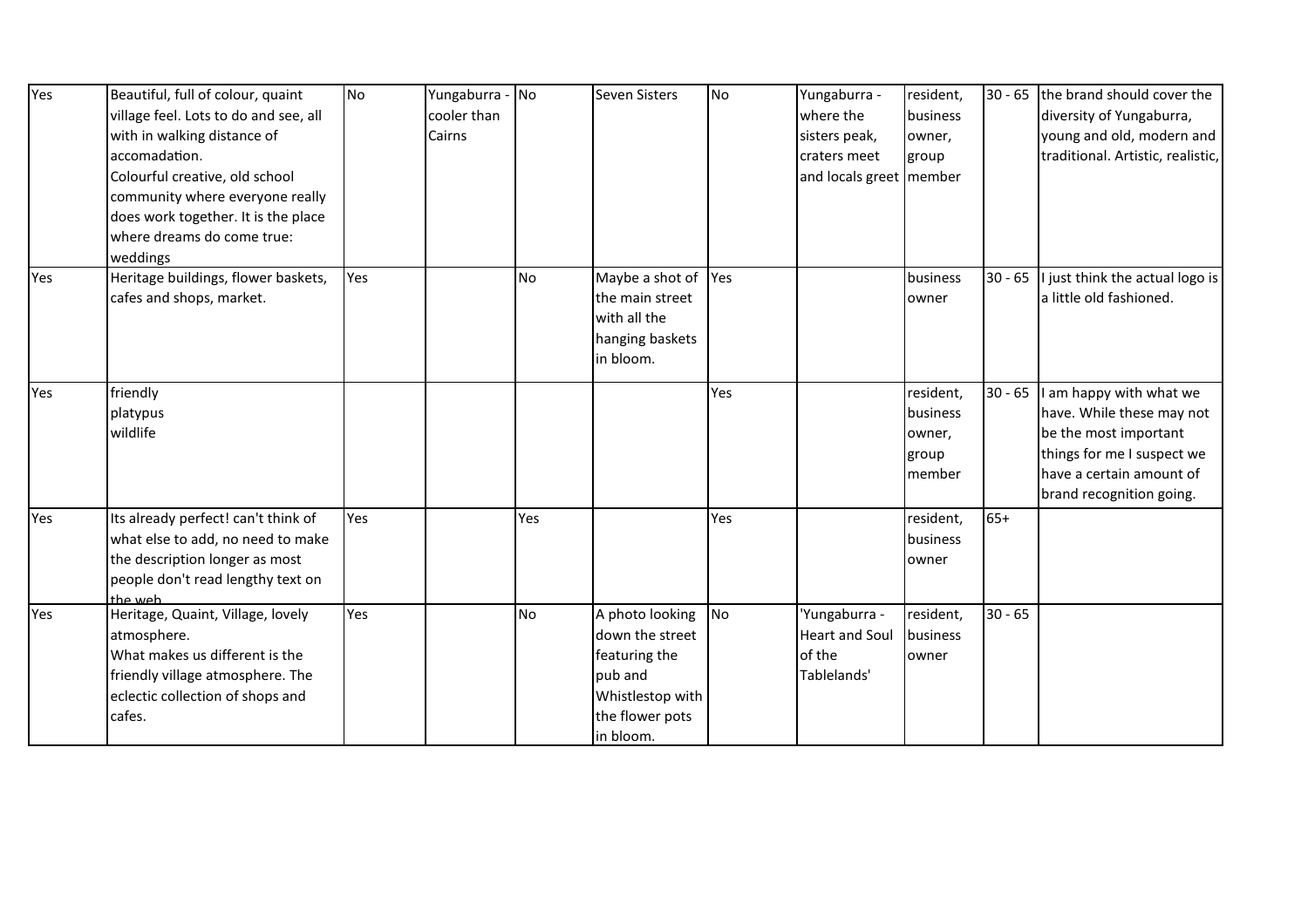| | | | | | | | | | | |
|---|---|---|---|---|---|---|---|---|---|---|
| Yes | Beautiful, full of colour, quaint village feel. Lots to do and see, all with in walking distance of accomadation.<br>Colourful creative, old school community where everyone really does work together. It is the place where dreams do come true: weddings | No | Yungaburra - cooler than Cairns | No | Seven Sisters | No | Yungaburra - where the sisters peak, craters meet and locals greet | resident, business owner, group member | 30 - 65 | the brand should cover the diversity of Yungaburra, young and old, modern and traditional. Artistic, realistic, |
| Yes | Heritage buildings, flower baskets, cafes and shops, market. | Yes | | No | Maybe a shot of the main street with all the hanging baskets in bloom. | Yes | | business owner | 30 - 65 | I just think the actual logo is a little old fashioned. |
| Yes | friendly<br>platypus<br>wildlife | | | | | Yes | | resident, business owner, group member | 30 - 65 | I am happy with what we have. While these may not be the most important things for me I suspect we have a certain amount of brand recognition going. |
| Yes | Its already perfect! can't think of what else to add, no need to make the description longer as most people don't read lengthy text on the web | Yes | | Yes | | Yes | | resident, business owner | 65+ | |
| Yes | Heritage, Quaint, Village, lovely atmosphere.<br>What makes us different is the friendly village atmosphere. The eclectic collection of shops and cafes. | Yes | | No | A photo looking down the street featuring the pub and Whistlestop with the flower pots in bloom. | No | 'Yungaburra - Heart and Soul of the Tablelands' | resident, business owner | 30 - 65 | |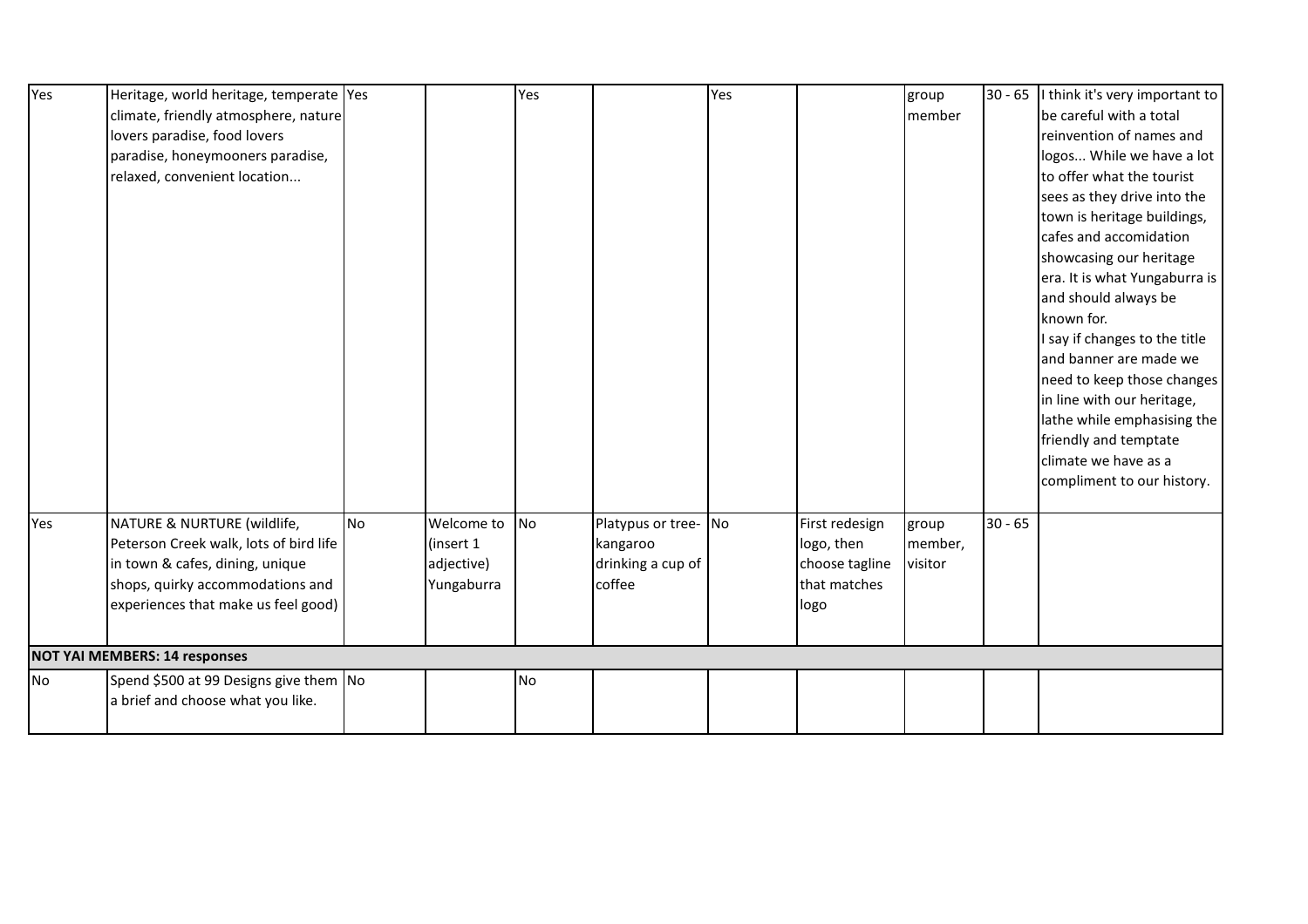| | | | | | | | | | | |
|---|---|---|---|---|---|---|---|---|---|---|
| Yes | Heritage, world heritage, temperate climate, friendly atmosphere, nature lovers paradise, food lovers paradise, honeymooners paradise, relaxed, convenient location... | Yes | | Yes | | Yes | | group member | 30 - 65 | I think it's very important to be careful with a total reinvention of names and logos... While we have a lot to offer what the tourist sees as they drive into the town is heritage buildings, cafes and accomidation showcasing our heritage era. It is what Yungaburra is and should always be known for. I say if changes to the title and banner are made we need to keep those changes in line with our heritage, lathe while emphasising the friendly and temptate climate we have as a compliment to our history. |
| Yes | NATURE & NURTURE (wildlife, Peterson Creek walk, lots of bird life in town & cafes, dining, unique shops, quirky accommodations and experiences that make us feel good) | No | Welcome to (insert 1 adjective) Yungaburra | No | Platypus or tree-kangaroo drinking a cup of coffee | No | First redesign logo, then choose tagline that matches logo | group member, visitor | 30 - 65 | |
| **NOT YAI MEMBERS: 14 responses** | | | | | | | | | | |
| No | Spend $500 at 99 Designs give them a brief and choose what you like. | No | | No | | | | | | |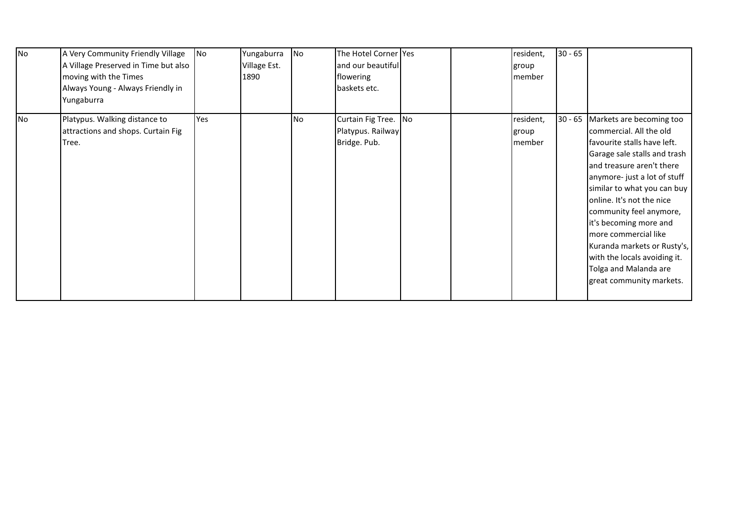| | | | | | | | | | | |
|---|---|---|---|---|---|---|---|---|---|---|
| No | A Very Community Friendly Village<br>A Village Preserved in Time but also moving with the Times<br>Always Young - Always Friendly in Yungaburra | No | Yungaburra Village Est. 1890 | No | The Hotel Corner and our beautiful flowering baskets etc. | Yes | | resident, group member | 30 - 65 | |
| No | Platypus. Walking distance to attractions and shops. Curtain Fig Tree. | Yes | | No | Curtain Fig Tree. Platypus. Railway Bridge. Pub. | No | | resident, group member | 30 - 65 | Markets are becoming too commercial. All the old favourite stalls have left. Garage sale stalls and trash and treasure aren't there anymore- just a lot of stuff similar to what you can buy online. It's not the nice community feel anymore, it's becoming more and more commercial like Kuranda markets or Rusty's, with the locals avoiding it. Tolga and Malanda are great community markets. |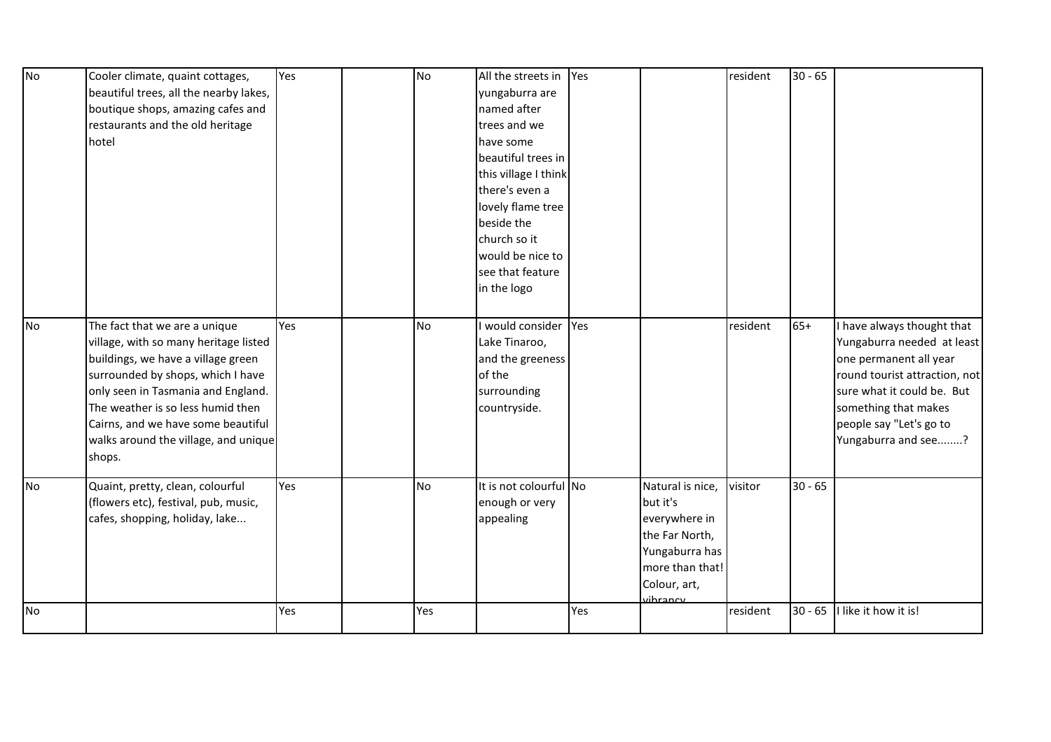| | | | | | | | | | | |
|---|---|---|---|---|---|---|---|---|---|---|
| No | Cooler climate, quaint cottages, beautiful trees, all the nearby lakes, boutique shops, amazing cafes and restaurants and the old heritage hotel | Yes | | No | All the streets in yungaburra are named after trees and we have some beautiful trees in this village I think there's even a lovely flame tree beside the church so it would be nice to see that feature in the logo | Yes | | resident | 30 - 65 | |
| No | The fact that we are a unique village, with so many heritage listed buildings, we have a village green surrounded by shops, which I have only seen in Tasmania and England. The weather is so less humid then Cairns, and we have some beautiful walks around the village, and unique shops. | Yes | | No | I would consider Lake Tinaroo, and the greeness of the surrounding countryside. | Yes | | resident | 65+ | I have always thought that Yungaburra needed at least one permanent all year round tourist attraction, not sure what it could be. But something that makes people say "Let's go to Yungaburra and see........? |
| No | Quaint, pretty, clean, colourful (flowers etc), festival, pub, music, cafes, shopping, holiday, lake... | Yes | | No | It is not colourful enough or very appealing | No | Natural is nice, but it's everywhere in the Far North, Yungaburra has more than that! Colour, art, vibrancy | visitor | 30 - 65 | |
| No | | Yes | | Yes | | Yes | | resident | 30 - 65 | I like it how it is! |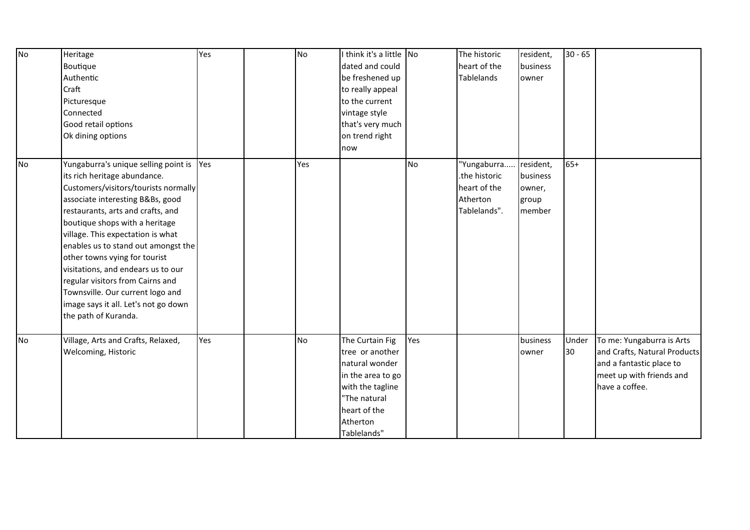| | | | | | | | | | | |
|---|---|---|---|---|---|---|---|---|---|---|
| No | Heritage<br>Boutique<br>Authentic<br>Craft<br>Picturesque<br>Connected<br>Good retail options<br>Ok dining options | Yes | | No | I think it's a little dated and could be freshened up to really appeal to the current vintage style that's very much on trend right now | No | The historic heart of the Tablelands | resident, business owner | 30 - 65 | |
| No | Yungaburra's unique selling point is its rich heritage abundance. Customers/visitors/tourists normally associate interesting B&Bs, good restaurants, arts and crafts, and boutique shops with a heritage village. This expectation is what enables us to stand out amongst the other towns vying for tourist visitations, and endears us to our regular visitors from Cairns and Townsville. Our current logo and image says it all. Let's not go down the path of Kuranda. | Yes | | Yes | | No | "Yungaburra.....the historic heart of the Atherton Tablelands". | resident, business owner, group member | 65+ | |
| No | Village, Arts and Crafts, Relaxed, Welcoming, Historic | Yes | | No | The Curtain Fig tree or another natural wonder in the area to go with the tagline "The natural heart of the Atherton Tablelands" | Yes | | business owner | Under 30 | To me: Yungaburra is Arts and Crafts, Natural Products and a fantastic place to meet up with friends and have a coffee. |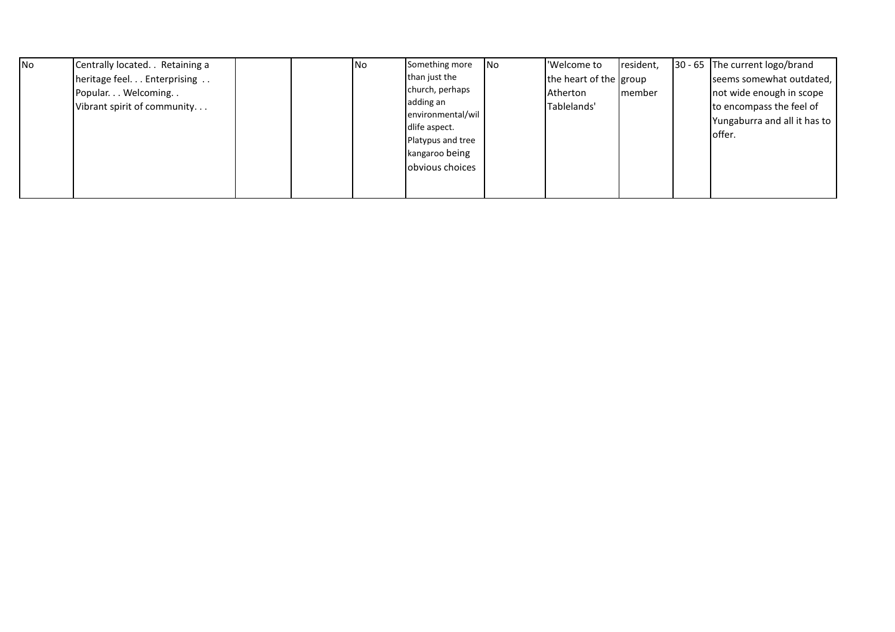| | | | | | | | | | | |
|---|---|---|---|---|---|---|---|---|---|---|
| No | Centrally located. . Retaining a heritage feel. . . Enterprising . . Popular. . . Welcoming. . Vibrant spirit of community. . . | | | No | Something more than just the church, perhaps adding an environmental/wildlife aspect. Platypus and tree kangaroo being obvious choices | No | 'Welcome to the heart of the Atherton Tablelands' | resident, group member | 30 - 65 | The current logo/brand seems somewhat outdated, not wide enough in scope to encompass the feel of Yungaburra and all it has to offer. |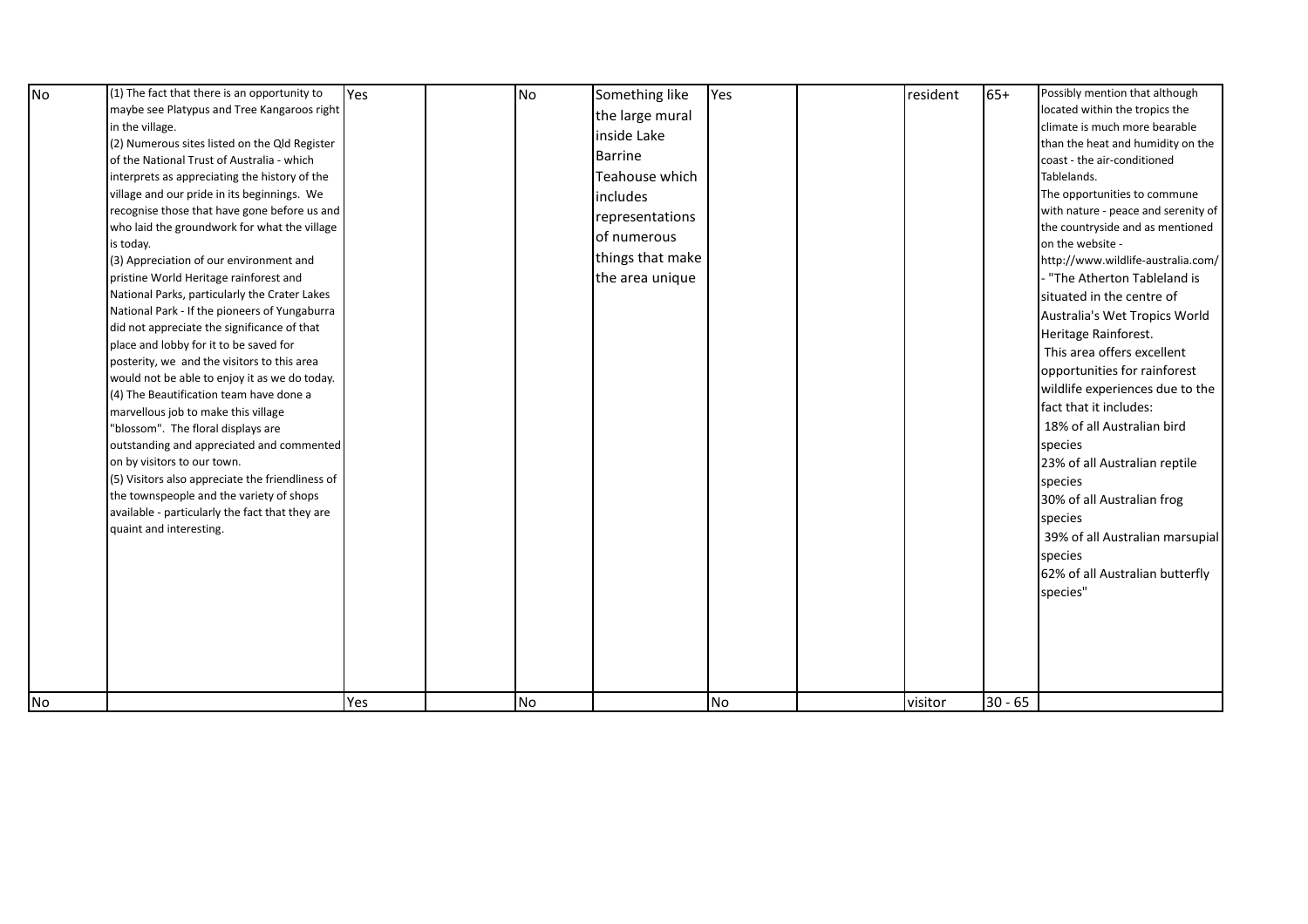| | | | | | | | | | | |
|---|---|---|---|---|---|---|---|---|---|---|
| No | (1) The fact that there is an opportunity to maybe see Platypus and Tree Kangaroos right in the village.<br>(2) Numerous sites listed on the Qld Register of the National Trust of Australia - which interprets as appreciating the history of the village and our pride in its beginnings. We recognise those that have gone before us and who laid the groundwork for what the village is today.<br>(3) Appreciation of our environment and pristine World Heritage rainforest and National Parks, particularly the Crater Lakes National Park - If the pioneers of Yungaburra did not appreciate the significance of that place and lobby for it to be saved for posterity, we and the visitors to this area would not be able to enjoy it as we do today.<br>(4) The Beautification team have done a marvellous job to make this village "blossom". The floral displays are outstanding and appreciated and commented on by visitors to our town.<br>(5) Visitors also appreciate the friendliness of the townspeople and the variety of shops available - particularly the fact that they are quaint and interesting. | Yes | | No | Something like the large mural inside Lake Barrine Teahouse which includes representations of numerous things that make the area unique | Yes | | resident | 65+ | Possibly mention that although located within the tropics the climate is much more bearable than the heat and humidity on the coast - the air-conditioned Tablelands.<br>The opportunities to commune with nature - peace and serenity of the countryside and as mentioned on the website - http://www.wildlife-australia.com/ - "The Atherton Tableland is situated in the centre of Australia's Wet Tropics World Heritage Rainforest.<br>This area offers excellent opportunities for rainforest wildlife experiences due to the fact that it includes:<br>18% of all Australian bird species<br>23% of all Australian reptile species<br>30% of all Australian frog species<br>39% of all Australian marsupial species<br>62% of all Australian butterfly species" |
| No | | Yes | | No | | No | | visitor | 30 - 65 | |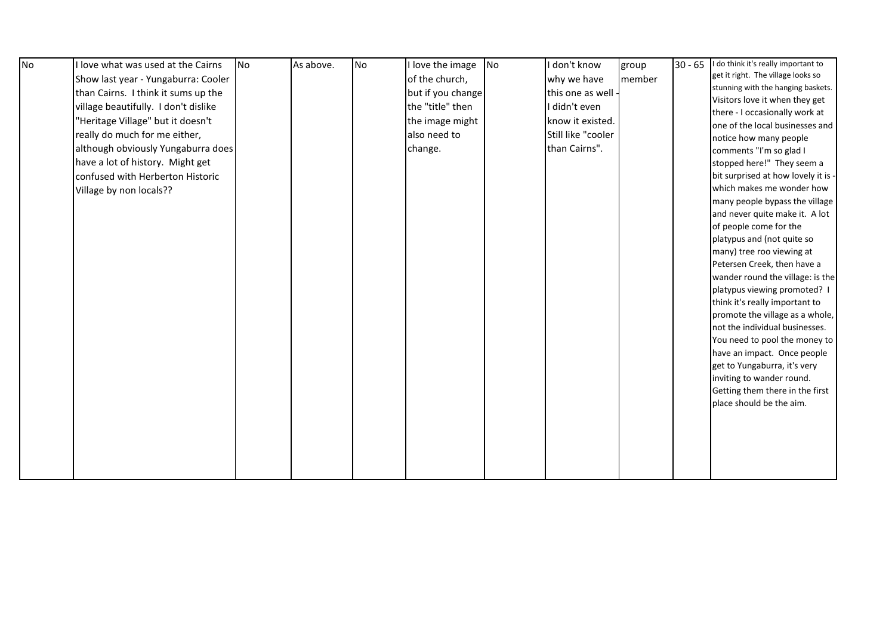| | | | | | | | | | | |
|---|---|---|---|---|---|---|---|---|---|---|
| No | I love what was used at the Cairns Show last year - Yungaburra: Cooler than Cairns. I think it sums up the village beautifully. I don't dislike "Heritage Village" but it doesn't really do much for me either, although obviously Yungaburra does have a lot of history. Might get confused with Herberton Historic Village by non locals?? | No | As above. | No | I love the image of the church, but if you change the "title" then the image might also need to change. | No | I don't know why we have this one as well - I didn't even know it existed. Still like "cooler than Cairns". | group member | 30 - 65 | I do think it's really important to get it right. The village looks so stunning with the hanging baskets. Visitors love it when they get there - I occasionally work at one of the local businesses and notice how many people comments "I'm so glad I stopped here!" They seem a bit surprised at how lovely it is - which makes me wonder how many people bypass the village and never quite make it. A lot of people come for the platypus and (not quite so many) tree roo viewing at Petersen Creek, then have a wander round the village: is the platypus viewing promoted? I think it's really important to promote the village as a whole, not the individual businesses. You need to pool the money to have an impact. Once people get to Yungaburra, it's very inviting to wander round. Getting them there in the first place should be the aim. |